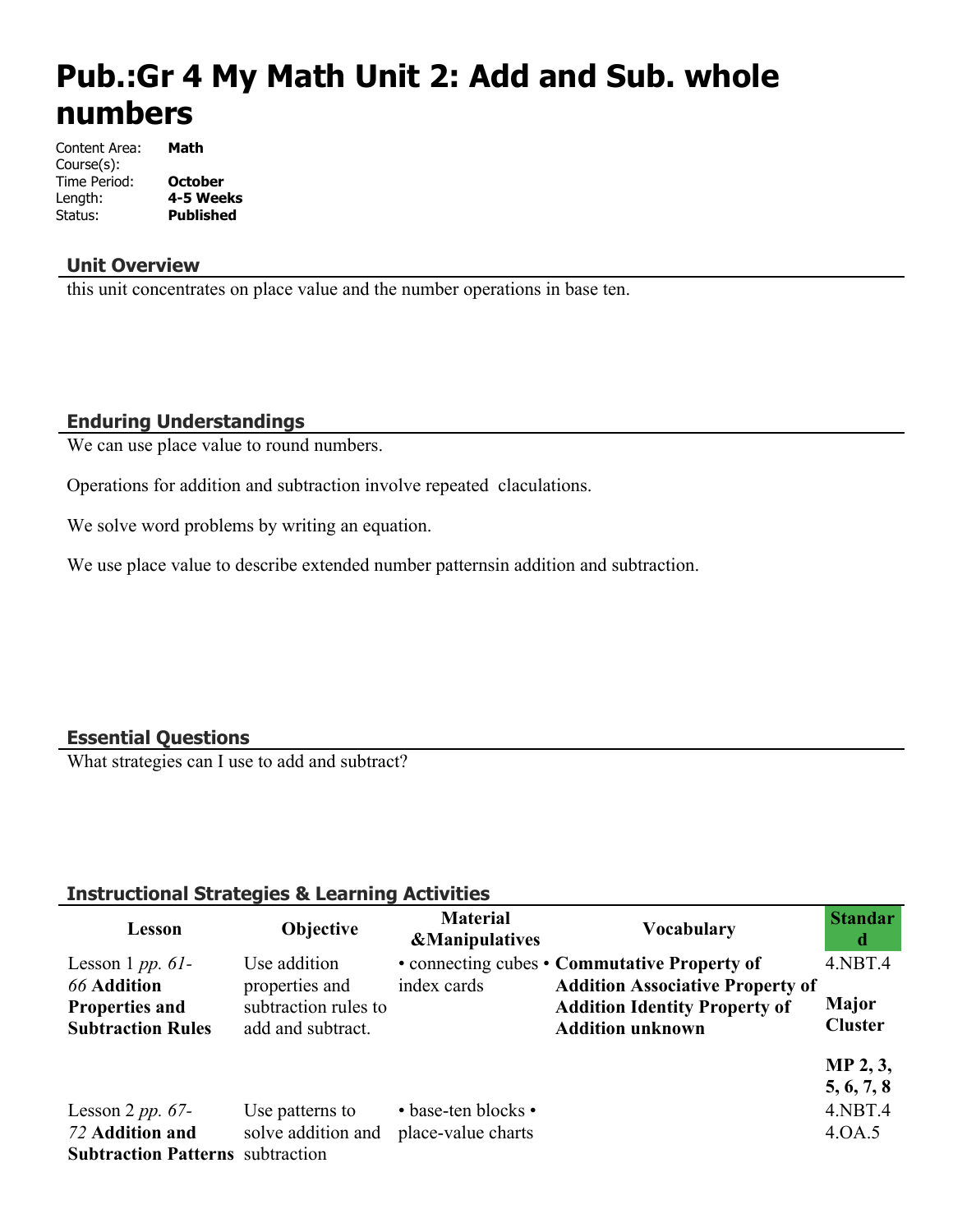# Pub.:Gr 4 My Math Unit 2: Add and Sub. whole numbers

Content Area: **Math**
Course(s):
Time Period: **October**
Length: **4-5 Weeks**
Status: **Published**

## Unit Overview

this unit concentrates on place value and the number operations in base ten.

## Enduring Understandings

We can use place value to round numbers.

Operations for addition and subtraction involve repeated claculations.

We solve word problems by writing an equation.

We use place value to describe extended number patternsin addition and subtraction.

## Essential Questions

What strategies can I use to add and subtract?

## Instructional Strategies & Learning Activities

| Lesson | Objective | Material &Manipulatives | Vocabulary | Standard |
|---|---|---|---|---|
| Lesson 1 *pp. 61-66* **Addition Properties and Subtraction Rules** | Use addition properties and subtraction rules to add and subtract. | • connecting cubes • index cards | **Commutative Property of Addition Associative Property of Addition Identity Property of Addition unknown** | 4.NBT.4<br><br>**Major Cluster**<br><br>**MP 2, 3, 5, 6, 7, 8** |
| Lesson 2 *pp. 67-72* **Addition and Subtraction Patterns** | Use patterns to solve addition and subtraction | • base-ten blocks • place-value charts | | 4.NBT.4<br>4.OA.5 |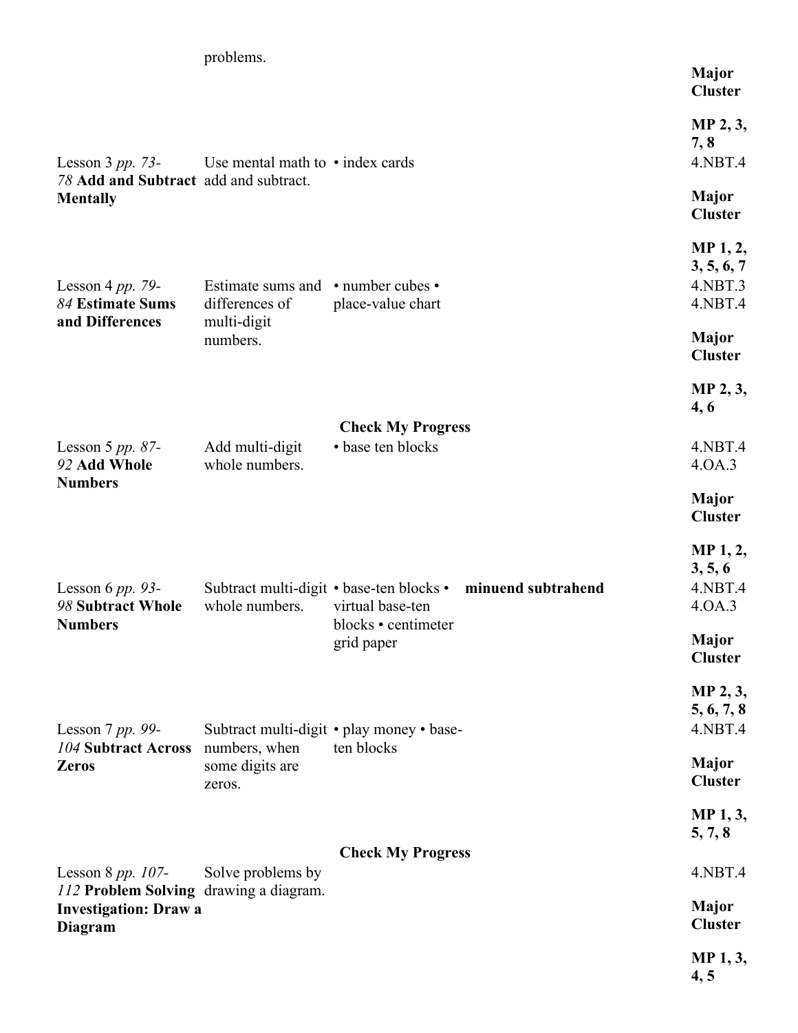| | problems. | | | Major Cluster<br><br>**MP 2, 3, 7, 8** |
|---|---|---|---|---|
| Lesson 3 *pp. 73-78* **Add and Subtract Mentally** | Use mental math to add and subtract. | • index cards | | 4.NBT.4<br><br>**Major Cluster**<br><br>**MP 1, 2, 3, 5, 6, 7** |
| Lesson 4 *pp. 79-84* **Estimate Sums and Differences** | Estimate sums and differences of multi-digit numbers. | • number cubes • place-value chart | | 4.NBT.3 4.NBT.4<br><br>**Major Cluster**<br><br>**MP 2, 3, 4, 6** |
| | | **Check My Progress** | | |
| Lesson 5 *pp. 87-92* **Add Whole Numbers** | Add multi-digit whole numbers. | • base ten blocks | | 4.NBT.4 4.OA.3<br><br>**Major Cluster**<br><br>**MP 1, 2, 3, 5, 6** |
| Lesson 6 *pp. 93-98* **Subtract Whole Numbers** | Subtract multi-digit whole numbers. | • base-ten blocks • virtual base-ten blocks • centimeter grid paper | **minuend subtrahend** | 4.NBT.4 4.OA.3<br><br>**Major Cluster**<br><br>**MP 2, 3, 5, 6, 7, 8** |
| Lesson 7 *pp. 99-104* **Subtract Across Zeros** | Subtract multi-digit numbers, when some digits are zeros. | • play money • base-ten blocks | | 4.NBT.4<br><br>**Major Cluster**<br><br>**MP 1, 3, 5, 7, 8** |
| | | **Check My Progress** | | |
| Lesson 8 *pp. 107-112* **Problem Solving Investigation: Draw a Diagram** | Solve problems by drawing a diagram. | | | 4.NBT.4<br><br>**Major Cluster**<br><br>**MP 1, 3, 4, 5** |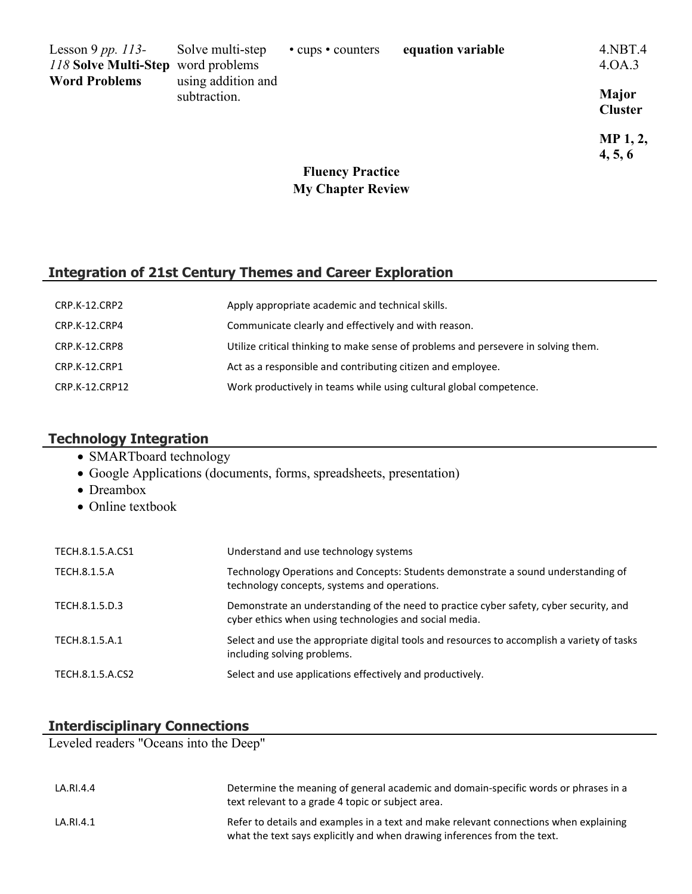| | | | | |
|---|---|---|---|---|
| Lesson 9 *pp. 113-118* **Solve Multi-Step Word Problems** | Solve multi-step word problems using addition and subtraction. | • cups • counters | **equation variable** | 4.NBT.4 4.OA.3 **Major Cluster** **MP 1, 2, 4, 5, 6** |

**Fluency Practice**
**My Chapter Review**

## Integration of 21st Century Themes and Career Exploration

| | |
|---|---|
| CRP.K-12.CRP2 | Apply appropriate academic and technical skills. |
| CRP.K-12.CRP4 | Communicate clearly and effectively and with reason. |
| CRP.K-12.CRP8 | Utilize critical thinking to make sense of problems and persevere in solving them. |
| CRP.K-12.CRP1 | Act as a responsible and contributing citizen and employee. |
| CRP.K-12.CRP12 | Work productively in teams while using cultural global competence. |

## Technology Integration

- SMARTboard technology
- Google Applications (documents, forms, spreadsheets, presentation)
- Dreambox
- Online textbook

| | |
|---|---|
| TECH.8.1.5.A.CS1 | Understand and use technology systems |
| TECH.8.1.5.A | Technology Operations and Concepts: Students demonstrate a sound understanding of technology concepts, systems and operations. |
| TECH.8.1.5.D.3 | Demonstrate an understanding of the need to practice cyber safety, cyber security, and cyber ethics when using technologies and social media. |
| TECH.8.1.5.A.1 | Select and use the appropriate digital tools and resources to accomplish a variety of tasks including solving problems. |
| TECH.8.1.5.A.CS2 | Select and use applications effectively and productively. |

## Interdisciplinary Connections

Leveled readers "Oceans into the Deep"

| | |
|---|---|
| LA.RI.4.4 | Determine the meaning of general academic and domain-specific words or phrases in a text relevant to a grade 4 topic or subject area. |
| LA.RI.4.1 | Refer to details and examples in a text and make relevant connections when explaining what the text says explicitly and when drawing inferences from the text. |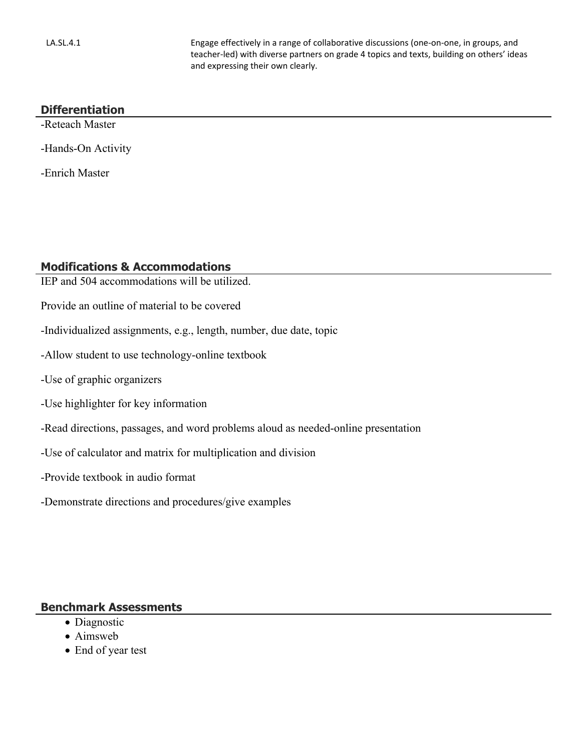| LA.SL.4.1 | Engage effectively in a range of collaborative discussions (one-on-one, in groups, and teacher-led) with diverse partners on grade 4 topics and texts, building on others' ideas and expressing their own clearly. |
| --- | --- |

## Differentiation

-Reteach Master

-Hands-On Activity

-Enrich Master

## Modifications & Accommodations

IEP and 504 accommodations will be utilized.

Provide an outline of material to be covered

-Individualized assignments, e.g., length, number, due date, topic

-Allow student to use technology-online textbook

-Use of graphic organizers

-Use highlighter for key information

-Read directions, passages, and word problems aloud as needed-online presentation

-Use of calculator and matrix for multiplication and division

-Provide textbook in audio format

-Demonstrate directions and procedures/give examples

## Benchmark Assessments

- Diagnostic
- Aimsweb
- End of year test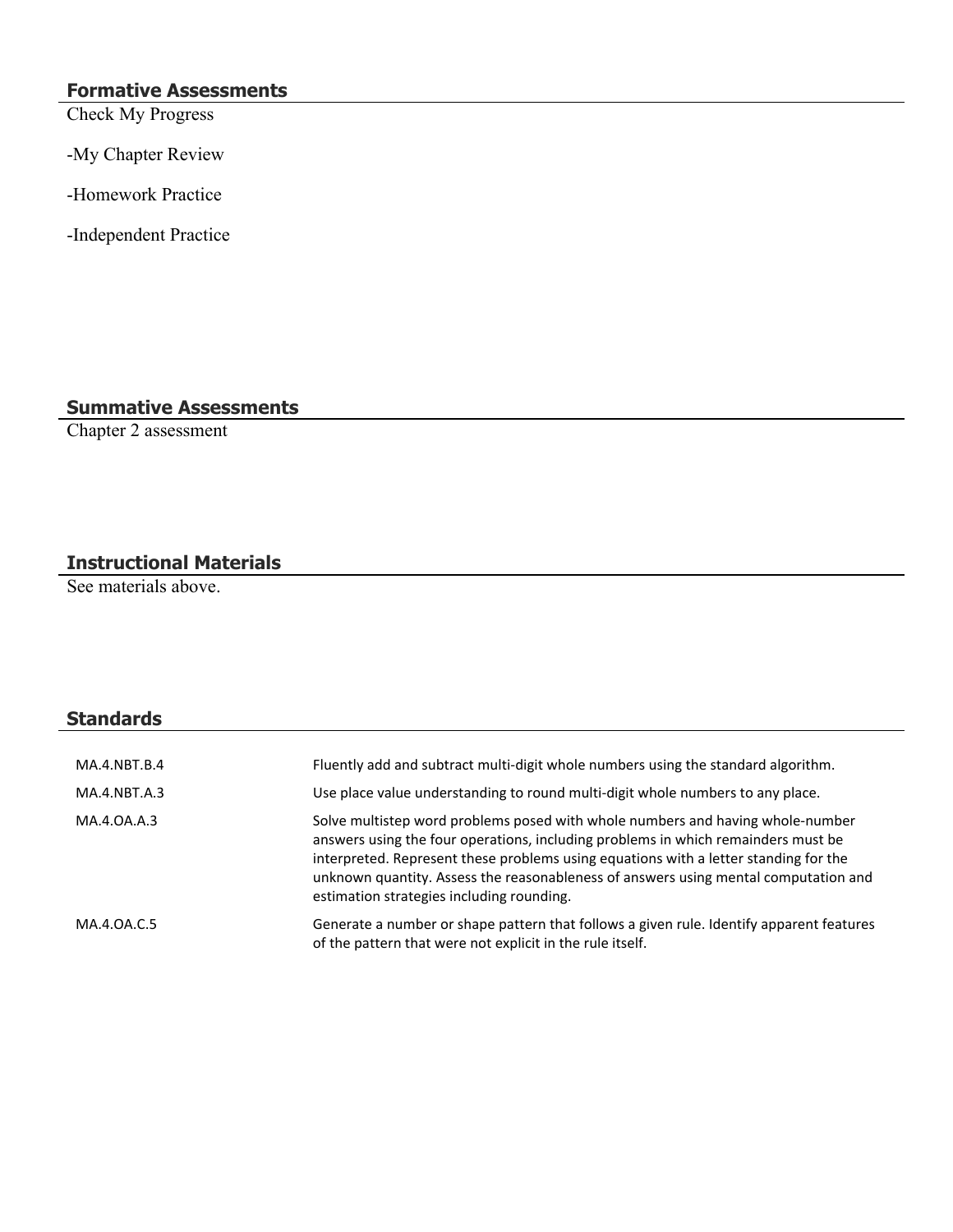## Formative Assessments

Check My Progress

-My Chapter Review

-Homework Practice

-Independent Practice

## Summative Assessments

Chapter 2 assessment

## Instructional Materials

See materials above.

## Standards

| | |
|---|---|
| MA.4.NBT.B.4 | Fluently add and subtract multi-digit whole numbers using the standard algorithm. |
| MA.4.NBT.A.3 | Use place value understanding to round multi-digit whole numbers to any place. |
| MA.4.OA.A.3 | Solve multistep word problems posed with whole numbers and having whole-number answers using the four operations, including problems in which remainders must be interpreted. Represent these problems using equations with a letter standing for the unknown quantity. Assess the reasonableness of answers using mental computation and estimation strategies including rounding. |
| MA.4.OA.C.5 | Generate a number or shape pattern that follows a given rule. Identify apparent features of the pattern that were not explicit in the rule itself. |